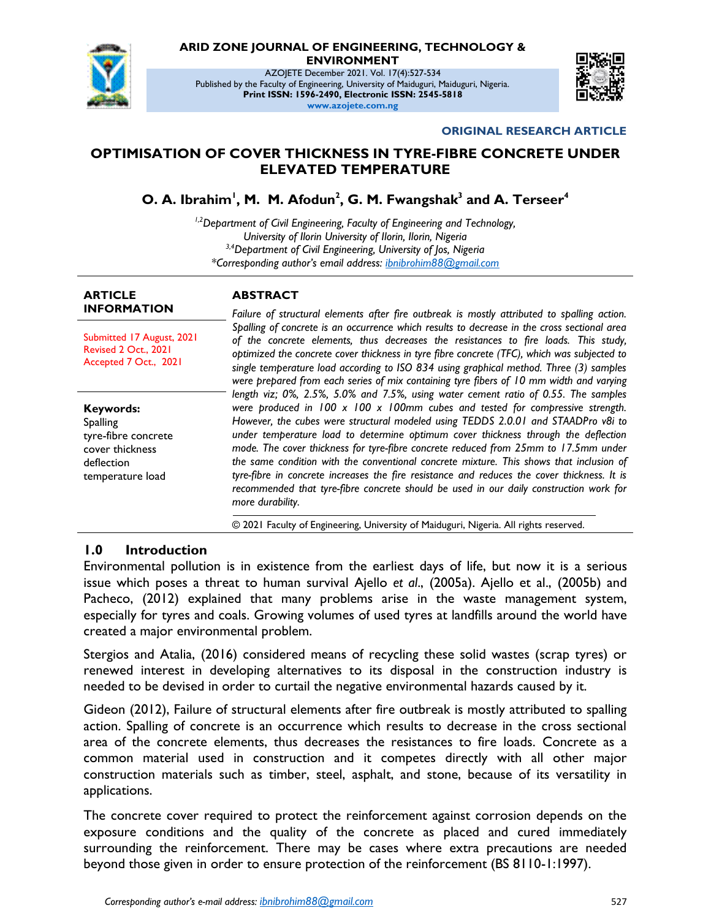ARID ZONE JOURNAL OF ENGINEERING, TECHNOLOGY & ENVIRONMENT

AZOJETE December 2021. Vol. 17(4):527-534

Published by the Faculty of Engineering, University of Maiduguri, Maiduguri, Nigeria.

**Print ISSN: 1596-2490, Electronic ISSN: 2545-5818**

www.azojete.com.ng

**ORIGINAL RESEARCH ARTICLE**

# OPTIMISATION OF COVER THICKNESS IN TYRE-FIBRE CONCRETE UNDER ELEVATED TEMPERATURE

**O. A. Ibrahim[1], M. M. Afodun[2], G. M. Fwangshak[3] and A. Terseer[4]**

*[1,2]Department of Civil Engineering, Faculty of Engineering and Technology, University of Ilorin University of Ilorin, Ilorin, Nigeria*
*[3,4]Department of Civil Engineering, University of Jos, Nigeria*
*\*Corresponding author's email address: ibnibrohim88@gmail.com*

**ARTICLE INFORMATION**

Submitted 17 August, 2021
Revised 2 Oct., 2021
Accepted 7 Oct., 2021

**Keywords:**
Spalling
tyre-fibre concrete
cover thickness
deflection
temperature load

**ABSTRACT**

*Failure of structural elements after fire outbreak is mostly attributed to spalling action. Spalling of concrete is an occurrence which results to decrease in the cross sectional area of the concrete elements, thus decreases the resistances to fire loads. This study, optimized the concrete cover thickness in tyre fibre concrete (TFC), which was subjected to single temperature load according to ISO 834 using graphical method. Three (3) samples were prepared from each series of mix containing tyre fibers of 10 mm width and varying length viz; 0%, 2.5%, 5.0% and 7.5%, using water cement ratio of 0.55. The samples were produced in 100 x 100 x 100mm cubes and tested for compressive strength. However, the cubes were structural modeled using TEDDS 2.0.01 and STAADPro v8i to under temperature load to determine optimum cover thickness through the deflection mode. The cover thickness for tyre-fibre concrete reduced from 25mm to 17.5mm under the same condition with the conventional concrete mixture. This shows that inclusion of tyre-fibre in concrete increases the fire resistance and reduces the cover thickness. It is recommended that tyre-fibre concrete should be used in our daily construction work for more durability.*

© 2021 Faculty of Engineering, University of Maiduguri, Nigeria. All rights reserved.

## 1.0 Introduction

Environmental pollution is in existence from the earliest days of life, but now it is a serious issue which poses a threat to human survival Ajello *et al*., (2005a). Ajello et al., (2005b) and Pacheco, (2012) explained that many problems arise in the waste management system, especially for tyres and coals. Growing volumes of used tyres at landfills around the world have created a major environmental problem.

Stergios and Atalia, (2016) considered means of recycling these solid wastes (scrap tyres) or renewed interest in developing alternatives to its disposal in the construction industry is needed to be devised in order to curtail the negative environmental hazards caused by it.

Gideon (2012), Failure of structural elements after fire outbreak is mostly attributed to spalling action. Spalling of concrete is an occurrence which results to decrease in the cross sectional area of the concrete elements, thus decreases the resistances to fire loads. Concrete as a common material used in construction and it competes directly with all other major construction materials such as timber, steel, asphalt, and stone, because of its versatility in applications.

The concrete cover required to protect the reinforcement against corrosion depends on the exposure conditions and the quality of the concrete as placed and cured immediately surrounding the reinforcement. There may be cases where extra precautions are needed beyond those given in order to ensure protection of the reinforcement (BS 8110-1:1997).

*Corresponding author's e-mail address: ibnibrohim88@gmail.com*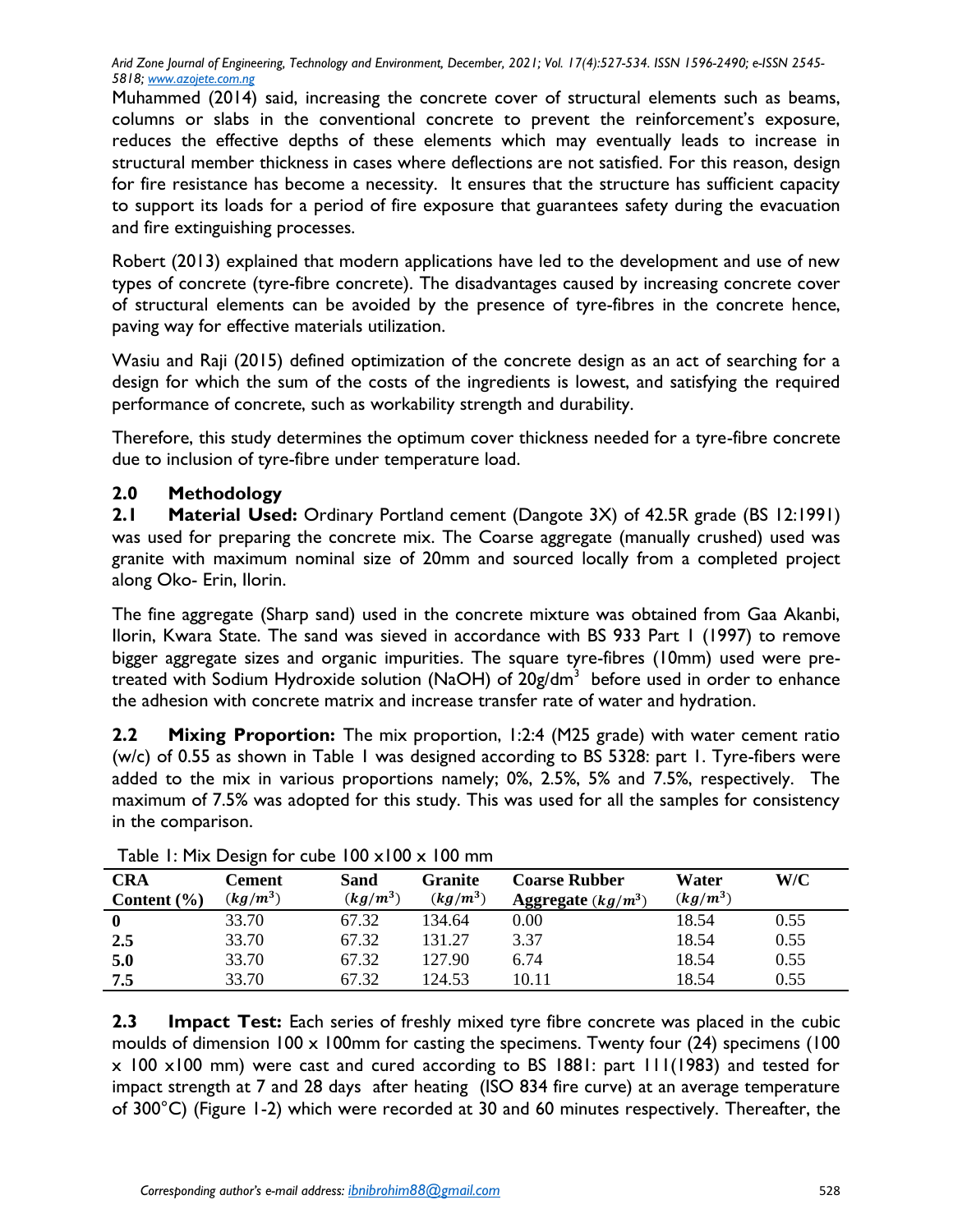Muhammed (2014) said, increasing the concrete cover of structural elements such as beams, columns or slabs in the conventional concrete to prevent the reinforcement's exposure, reduces the effective depths of these elements which may eventually leads to increase in structural member thickness in cases where deflections are not satisfied. For this reason, design for fire resistance has become a necessity. It ensures that the structure has sufficient capacity to support its loads for a period of fire exposure that guarantees safety during the evacuation and fire extinguishing processes.

Robert (2013) explained that modern applications have led to the development and use of new types of concrete (tyre-fibre concrete). The disadvantages caused by increasing concrete cover of structural elements can be avoided by the presence of tyre-fibres in the concrete hence, paving way for effective materials utilization.

Wasiu and Raji (2015) defined optimization of the concrete design as an act of searching for a design for which the sum of the costs of the ingredients is lowest, and satisfying the required performance of concrete, such as workability strength and durability.

Therefore, this study determines the optimum cover thickness needed for a tyre-fibre concrete due to inclusion of tyre-fibre under temperature load.

## 2.0 Methodology

**2.1 Material Used:** Ordinary Portland cement (Dangote 3X) of 42.5R grade (BS 12:1991) was used for preparing the concrete mix. The Coarse aggregate (manually crushed) used was granite with maximum nominal size of 20mm and sourced locally from a completed project along Oko- Erin, Ilorin.

The fine aggregate (Sharp sand) used in the concrete mixture was obtained from Gaa Akanbi, Ilorin, Kwara State. The sand was sieved in accordance with BS 933 Part 1 (1997) to remove bigger aggregate sizes and organic impurities. The square tyre-fibres (10mm) used were pre-treated with Sodium Hydroxide solution (NaOH) of $20g/dm^3$ before used in order to enhance the adhesion with concrete matrix and increase transfer rate of water and hydration.

**2.2 Mixing Proportion:** The mix proportion, 1:2:4 (M25 grade) with water cement ratio (w/c) of 0.55 as shown in Table 1 was designed according to BS 5328: part 1. Tyre-fibers were added to the mix in various proportions namely; 0%, 2.5%, 5% and 7.5%, respectively. The maximum of 7.5% was adopted for this study. This was used for all the samples for consistency in the comparison.

Table 1: Mix Design for cube 100 x100 x 100 mm

| CRA Content (%) | Cement ($kg/m^3$) | Sand ($kg/m^3$) | Granite ($kg/m^3$) | Coarse Rubber Aggregate ($kg/m^3$) | Water ($kg/m^3$) | W/C |
|---|---|---|---|---|---|---|
| **0** | 33.70 | 67.32 | 134.64 | 0.00 | 18.54 | 0.55 |
| **2.5** | 33.70 | 67.32 | 131.27 | 3.37 | 18.54 | 0.55 |
| **5.0** | 33.70 | 67.32 | 127.90 | 6.74 | 18.54 | 0.55 |
| **7.5** | 33.70 | 67.32 | 124.53 | 10.11 | 18.54 | 0.55 |

**2.3 Impact Test:** Each series of freshly mixed tyre fibre concrete was placed in the cubic moulds of dimension 100 x 100mm for casting the specimens. Twenty four (24) specimens (100 x 100 x100 mm) were cast and cured according to BS 1881: part 111(1983) and tested for impact strength at 7 and 28 days after heating (ISO 834 fire curve) at an average temperature of 300°C) (Figure 1-2) which were recorded at 30 and 60 minutes respectively. Thereafter, the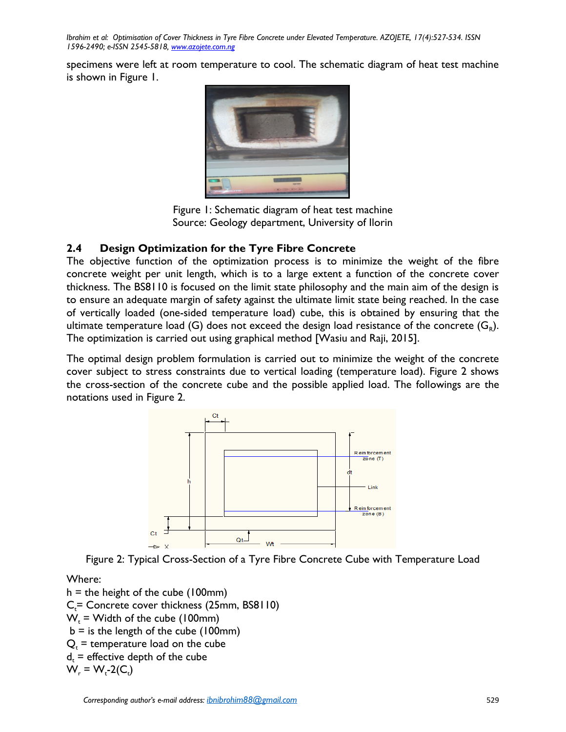specimens were left at room temperature to cool. The schematic diagram of heat test machine is shown in Figure 1.

Figure 1: Schematic diagram of heat test machine
Source: Geology department, University of Ilorin

## 2.4 Design Optimization for the Tyre Fibre Concrete

The objective function of the optimization process is to minimize the weight of the fibre concrete weight per unit length, which is to a large extent a function of the concrete cover thickness. The BS8110 is focused on the limit state philosophy and the main aim of the design is to ensure an adequate margin of safety against the ultimate limit state being reached. In the case of vertically loaded (one-sided temperature load) cube, this is obtained by ensuring that the ultimate temperature load (G) does not exceed the design load resistance of the concrete ($G_R$). The optimization is carried out using graphical method [Wasiu and Raji, 2015].

The optimal design problem formulation is carried out to minimize the weight of the concrete cover subject to stress constraints due to vertical loading (temperature load). Figure 2 shows the cross-section of the concrete cube and the possible applied load. The followings are the notations used in Figure 2.

Ct
h
Reinforcement zone (T)
dt
Link
Reinforcement zone (B)
Ct
X
Qt
Wt

Figure 2: Typical Cross-Section of a Tyre Fibre Concrete Cube with Temperature Load

Where:

$h$ = the height of the cube (100mm)
$C_t$= Concrete cover thickness (25mm, BS8110)
$W_t$ = Width of the cube (100mm)
$b$ = is the length of the cube (100mm)
$Q_t$ = temperature load on the cube
$d_t$ = effective depth of the cube
$W_r = W_t-2(C_t)$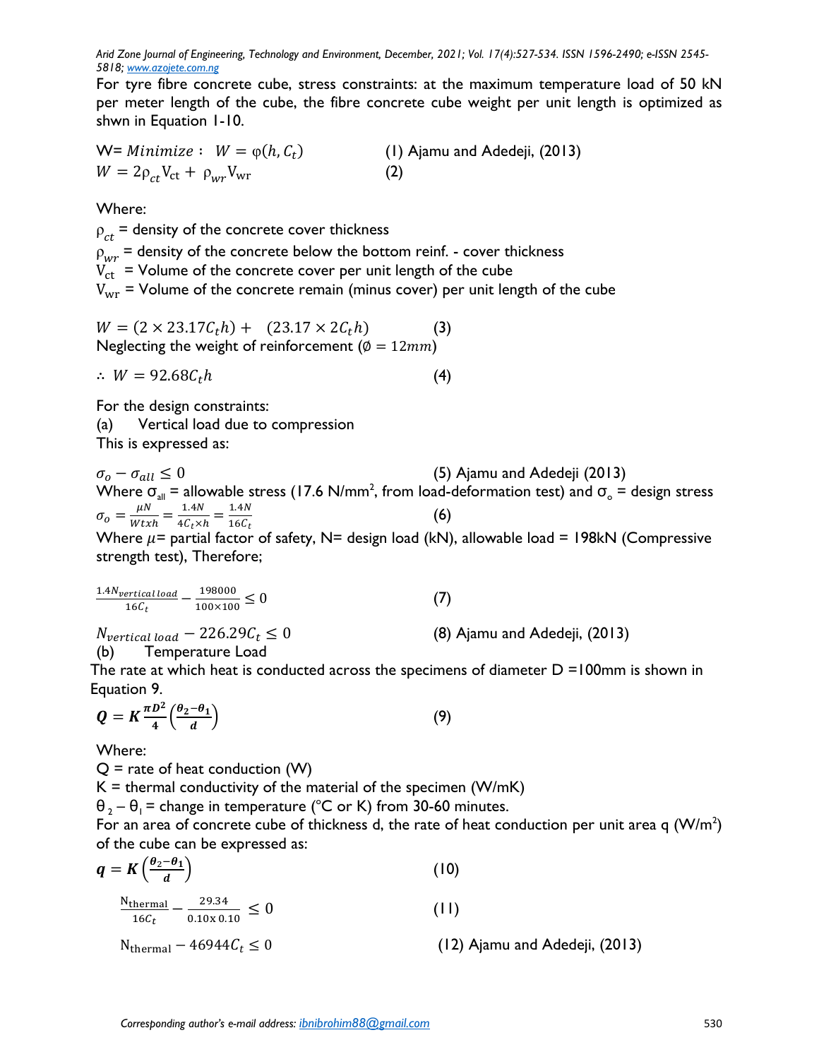For tyre fibre concrete cube, stress constraints: at the maximum temperature load of 50 kN per meter length of the cube, the fibre concrete cube weight per unit length is optimized as shwn in Equation 1-10.

$$\text{W}= Minimize: \ W = \varphi(h, C_t) \qquad (1) \text{ Ajamu and Adedeji, (2013)}$$

$$W = 2\rho_{ct}\text{V}_{\text{ct}} + \rho_{wr}\text{V}_{\text{wr}} \qquad (2)$$

Where:

$\rho_{ct}$ = density of the concrete cover thickness

$\rho_{wr}$ = density of the concrete below the bottom reinf. - cover thickness

$\text{V}_{\text{ct}}$ = Volume of the concrete cover per unit length of the cube

$\text{V}_{\text{wr}}$ = Volume of the concrete remain (minus cover) per unit length of the cube

$$W = (2 \times 23.17C_t h) + (23.17 \times 2C_t h) \qquad (3)$$

Neglecting the weight of reinforcement ($\emptyset = 12mm$)

$$\therefore \ W = 92.68C_t h \qquad (4)$$

For the design constraints:

(a) Vertical load due to compression

This is expressed as:

$$\sigma_o - \sigma_{all} \leq 0 \qquad (5) \text{ Ajamu and Adedeji (2013)}$$

Where $\sigma_{all}$ = allowable stress (17.6 N/mm$^2$, from load-deformation test) and $\sigma_o$ = design stress

$$\sigma_o = \frac{\mu N}{Wtxh} = \frac{1.4N}{4C_t \times h} = \frac{1.4N}{16C_t} \qquad (6)$$

Where $\mu$= partial factor of safety, N= design load (kN), allowable load = 198kN (Compressive strength test), Therefore;

$$\frac{1.4N_{vertical\,load}}{16C_t} - \frac{198000}{100 \times 100} \leq 0 \qquad (7)$$

$$N_{vertical\ load} - 226.29C_t \leq 0 \qquad (8) \text{ Ajamu and Adedeji, (2013)}$$

(b) Temperature Load

The rate at which heat is conducted across the specimens of diameter D =100mm is shown in Equation 9.

$$\boldsymbol{Q = K\frac{\pi D^2}{4}\left(\frac{\theta_2 - \theta_1}{d}\right)} \qquad (9)$$

Where:

Q = rate of heat conduction (W)

K = thermal conductivity of the material of the specimen (W/mK)

$\theta_2 - \theta_1$ = change in temperature (°C or K) from 30-60 minutes.

For an area of concrete cube of thickness d, the rate of heat conduction per unit area q (W/m$^2$) of the cube can be expressed as:

$$\boldsymbol{q = K\left(\frac{\theta_2 - \theta_1}{d}\right)} \qquad (10)$$

$$\frac{\text{N}_{\text{thermal}}}{16C_t} - \frac{29.34}{0.10 \times 0.10} \leq 0 \qquad (11)$$

$$\text{N}_{\text{thermal}} - 46944C_t \leq 0 \qquad (12) \text{ Ajamu and Adedeji, (2013)}$$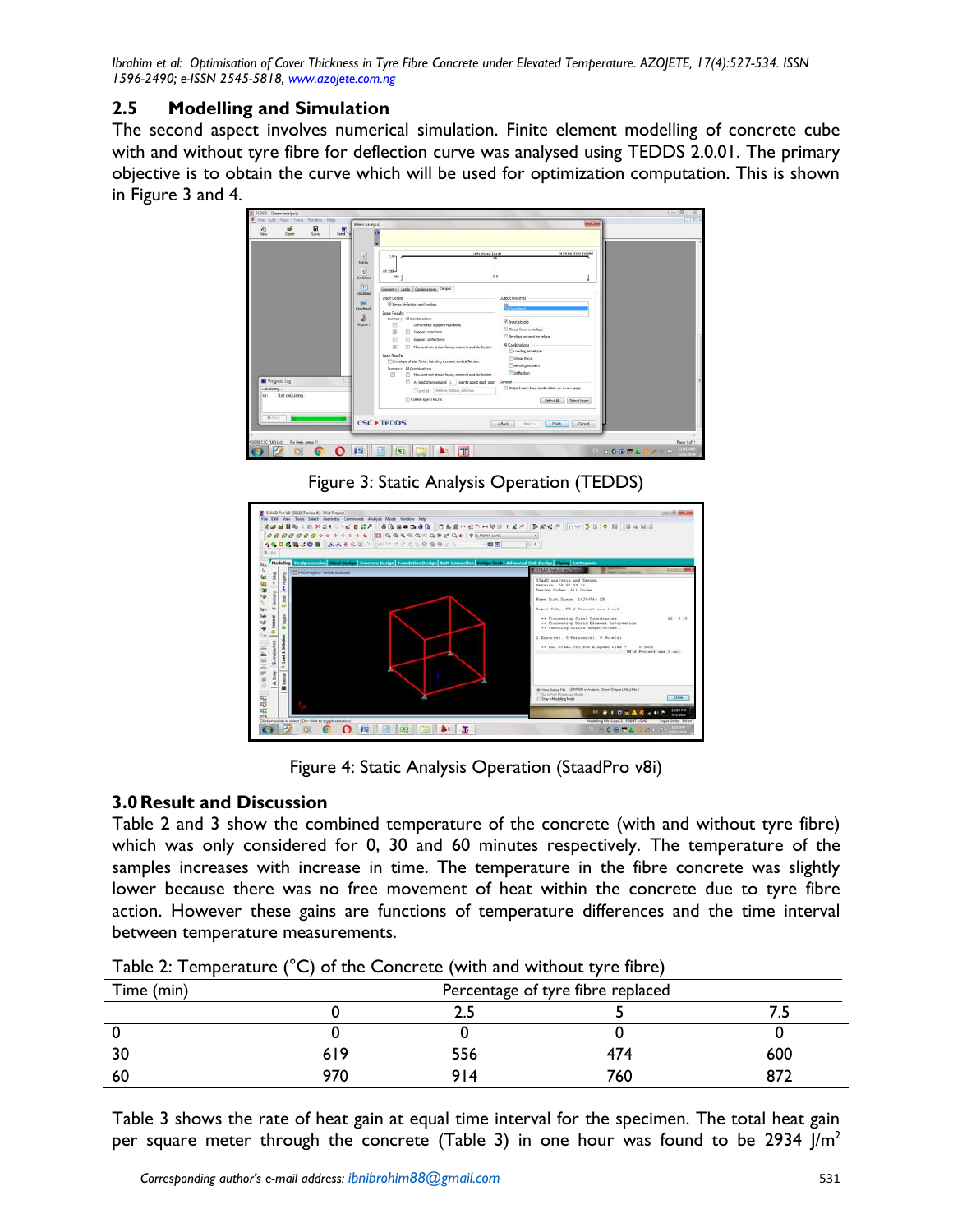## 2.5 Modelling and Simulation

The second aspect involves numerical simulation. Finite element modelling of concrete cube with and without tyre fibre for deflection curve was analysed using TEDDS 2.0.01. The primary objective is to obtain the curve which will be used for optimization computation. This is shown in Figure 3 and 4.

Figure 3: Static Analysis Operation (TEDDS)

Figure 4: Static Analysis Operation (StaadPro v8i)

## 3.0 Result and Discussion

Table 2 and 3 show the combined temperature of the concrete (with and without tyre fibre) which was only considered for 0, 30 and 60 minutes respectively. The temperature of the samples increases with increase in time. The temperature in the fibre concrete was slightly lower because there was no free movement of heat within the concrete due to tyre fibre action. However these gains are functions of temperature differences and the time interval between temperature measurements.

Table 2: Temperature (°C) of the Concrete (with and without tyre fibre)

| Time (min) | Percentage of tyre fibre replaced | | | |
|---|---|---|---|---|
| | 0 | 2.5 | 5 | 7.5 |
| 0 | 0 | 0 | 0 | 0 |
| 30 | 619 | 556 | 474 | 600 |
| 60 | 970 | 914 | 760 | 872 |

Table 3 shows the rate of heat gain at equal time interval for the specimen. The total heat gain per square meter through the concrete (Table 3) in one hour was found to be 2934 J/m$^2$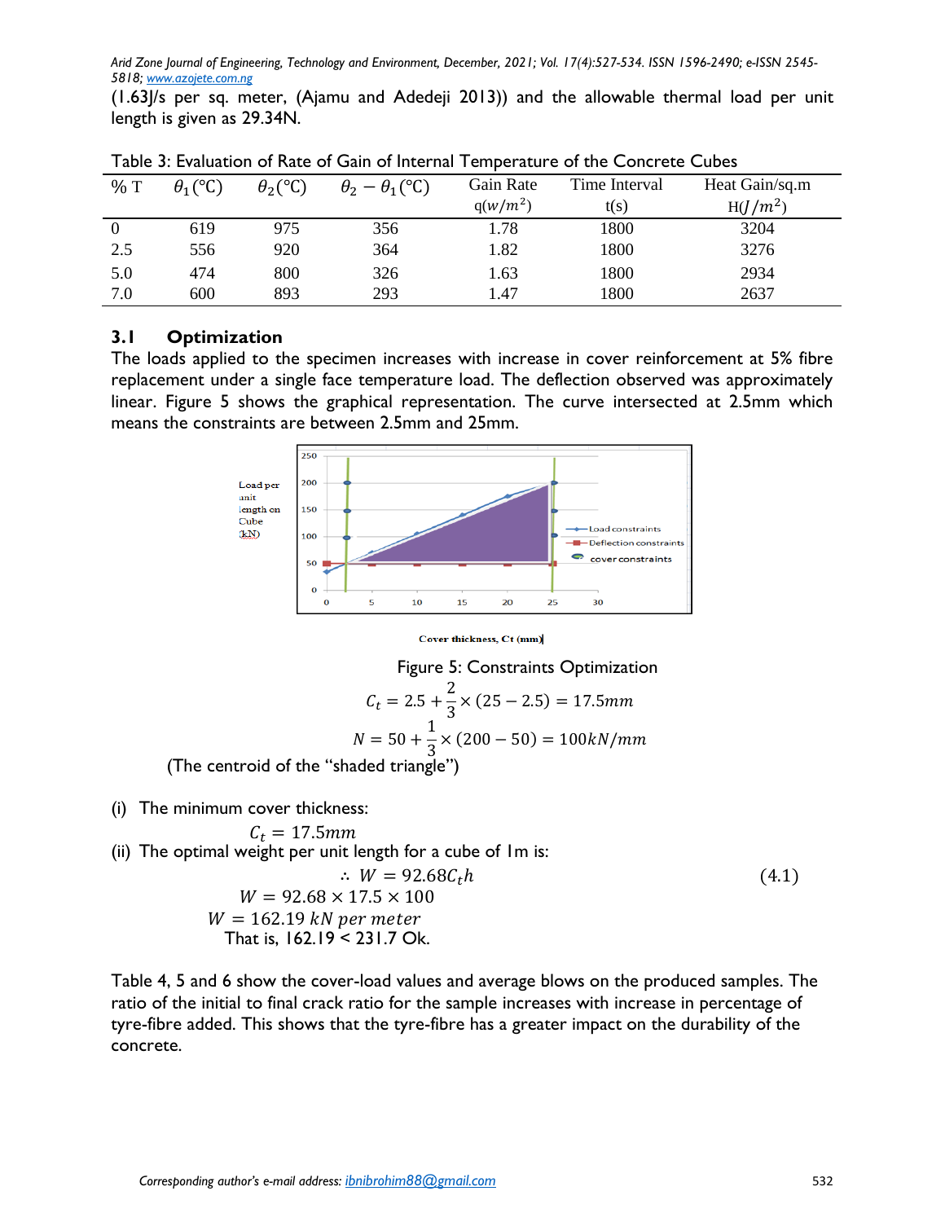(1.63J/s per sq. meter, (Ajamu and Adedeji 2013)) and the allowable thermal load per unit length is given as 29.34N.

Table 3: Evaluation of Rate of Gain of Internal Temperature of the Concrete Cubes

| % T | $\theta_1$(°C) | $\theta_2$(°C) | $\theta_2 - \theta_1$(°C) | Gain Rate q($w/m^2$) | Time Interval t(s) | Heat Gain/sq.m H($J/m^2$) |
|---|---|---|---|---|---|---|
| 0 | 619 | 975 | 356 | 1.78 | 1800 | 3204 |
| 2.5 | 556 | 920 | 364 | 1.82 | 1800 | 3276 |
| 5.0 | 474 | 800 | 326 | 1.63 | 1800 | 2934 |
| 7.0 | 600 | 893 | 293 | 1.47 | 1800 | 2637 |

### 3.1 Optimization

The loads applied to the specimen increases with increase in cover reinforcement at 5% fibre replacement under a single face temperature load. The deflection observed was approximately linear. Figure 5 shows the graphical representation. The curve intersected at 2.5mm which means the constraints are between 2.5mm and 25mm.

Figure 5: Constraints Optimization

$$C_t = 2.5 + \frac{2}{3} \times (25 - 2.5) = 17.5mm$$

$$N = 50 + \frac{1}{3} \times (200 - 50) = 100kN/mm$$

(The centroid of the "shaded triangle")

(i) The minimum cover thickness:

$$C_t = 17.5mm$$

(ii) The optimal weight per unit length for a cube of 1m is:

$$\therefore\ W = 92.68C_t h \qquad (4.1)$$

$$W = 92.68 \times 17.5 \times 100$$

$$W = 162.19\ kN\ per\ meter$$

That is, 162.19 < 231.7 Ok.

Table 4, 5 and 6 show the cover-load values and average blows on the produced samples. The ratio of the initial to final crack ratio for the sample increases with increase in percentage of tyre-fibre added. This shows that the tyre-fibre has a greater impact on the durability of the concrete.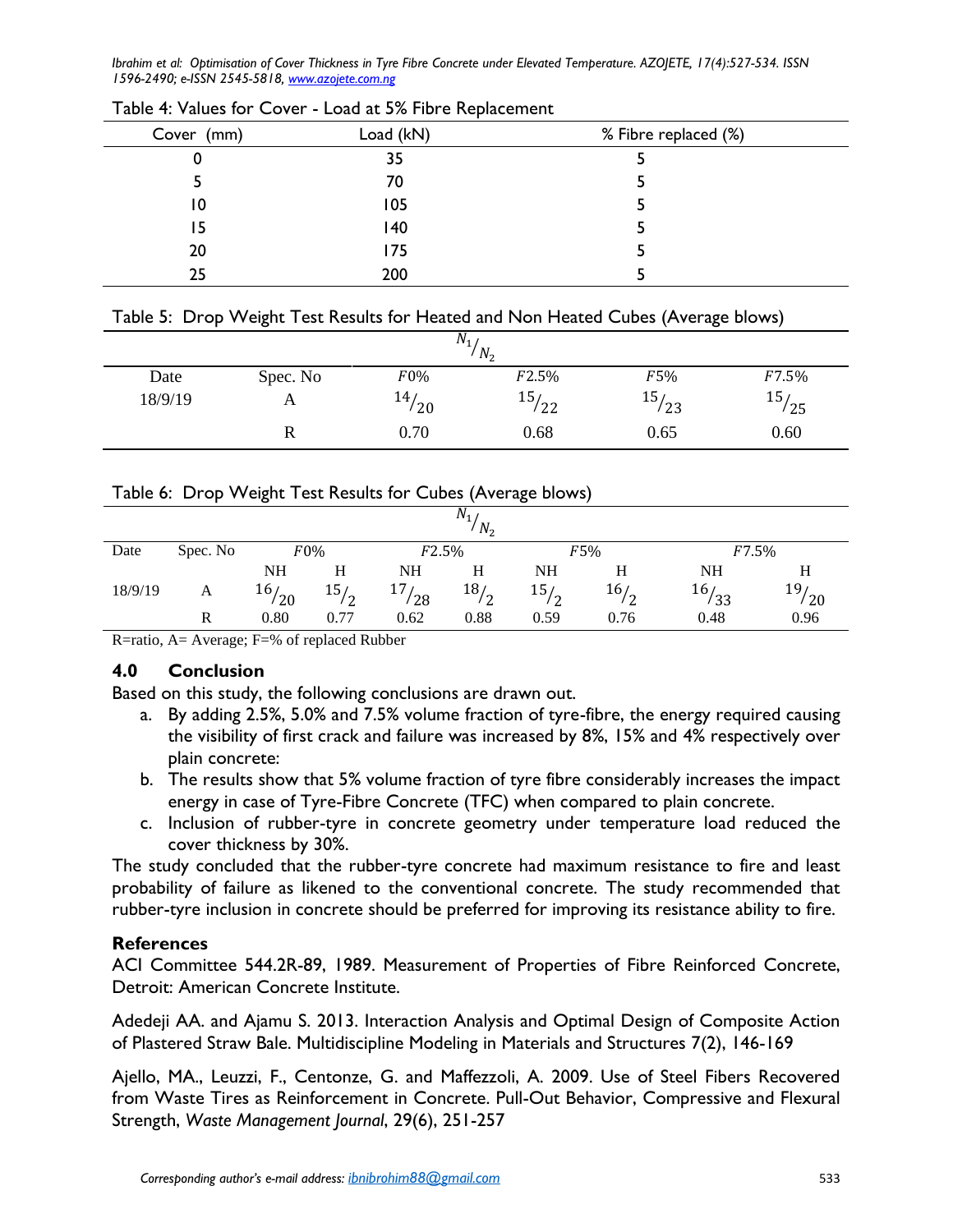Table 4: Values for Cover - Load at 5% Fibre Replacement

| Cover (mm) | Load (kN) | % Fibre replaced (%) |
|---|---|---|
| 0 | 35 | 5 |
| 5 | 70 | 5 |
| 10 | 105 | 5 |
| 15 | 140 | 5 |
| 20 | 175 | 5 |
| 25 | 200 | 5 |

Table 5: Drop Weight Test Results for Heated and Non Heated Cubes (Average blows)

| | | $N_1/N_2$ | | | |
|---|---|---|---|---|---|
| Date | Spec. No | $F0\%$ | $F2.5\%$ | $F5\%$ | $F7.5\%$ |
| 18/9/19 | A | $^{14}/_{20}$ | $^{15}/_{22}$ | $^{15}/_{23}$ | $^{15}/_{25}$ |
| | R | 0.70 | 0.68 | 0.65 | 0.60 |

Table 6: Drop Weight Test Results for Cubes (Average blows)

| | | $N_1/N_2$ | | | | | | | |
|---|---|---|---|---|---|---|---|---|---|
| Date | Spec. No | $F0\%$ | | $F2.5\%$ | | $F5\%$ | | $F7.5\%$ | |
| | | NH | H | NH | H | NH | H | NH | H |
| 18/9/19 | A | $^{16}/_{20}$ | $^{15}/_{2}$ | $^{17}/_{28}$ | $^{18}/_{2}$ | $^{15}/_{2}$ | $^{16}/_{2}$ | $^{16}/_{33}$ | $^{19}/_{20}$ |
| | R | 0.80 | 0.77 | 0.62 | 0.88 | 0.59 | 0.76 | 0.48 | 0.96 |

R=ratio, A= Average; F=% of replaced Rubber

## 4.0 Conclusion

Based on this study, the following conclusions are drawn out.

a. By adding 2.5%, 5.0% and 7.5% volume fraction of tyre-fibre, the energy required causing the visibility of first crack and failure was increased by 8%, 15% and 4% respectively over plain concrete:
b. The results show that 5% volume fraction of tyre fibre considerably increases the impact energy in case of Tyre-Fibre Concrete (TFC) when compared to plain concrete.
c. Inclusion of rubber-tyre in concrete geometry under temperature load reduced the cover thickness by 30%.

The study concluded that the rubber-tyre concrete had maximum resistance to fire and least probability of failure as likened to the conventional concrete. The study recommended that rubber-tyre inclusion in concrete should be preferred for improving its resistance ability to fire.

## References

ACI Committee 544.2R-89, 1989. Measurement of Properties of Fibre Reinforced Concrete, Detroit: American Concrete Institute.

Adedeji AA. and Ajamu S. 2013. Interaction Analysis and Optimal Design of Composite Action of Plastered Straw Bale. Multidiscipline Modeling in Materials and Structures 7(2), 146-169

Ajello, MA., Leuzzi, F., Centonze, G. and Maffezzoli, A. 2009. Use of Steel Fibers Recovered from Waste Tires as Reinforcement in Concrete. Pull-Out Behavior, Compressive and Flexural Strength, *Waste Management Journal*, 29(6), 251-257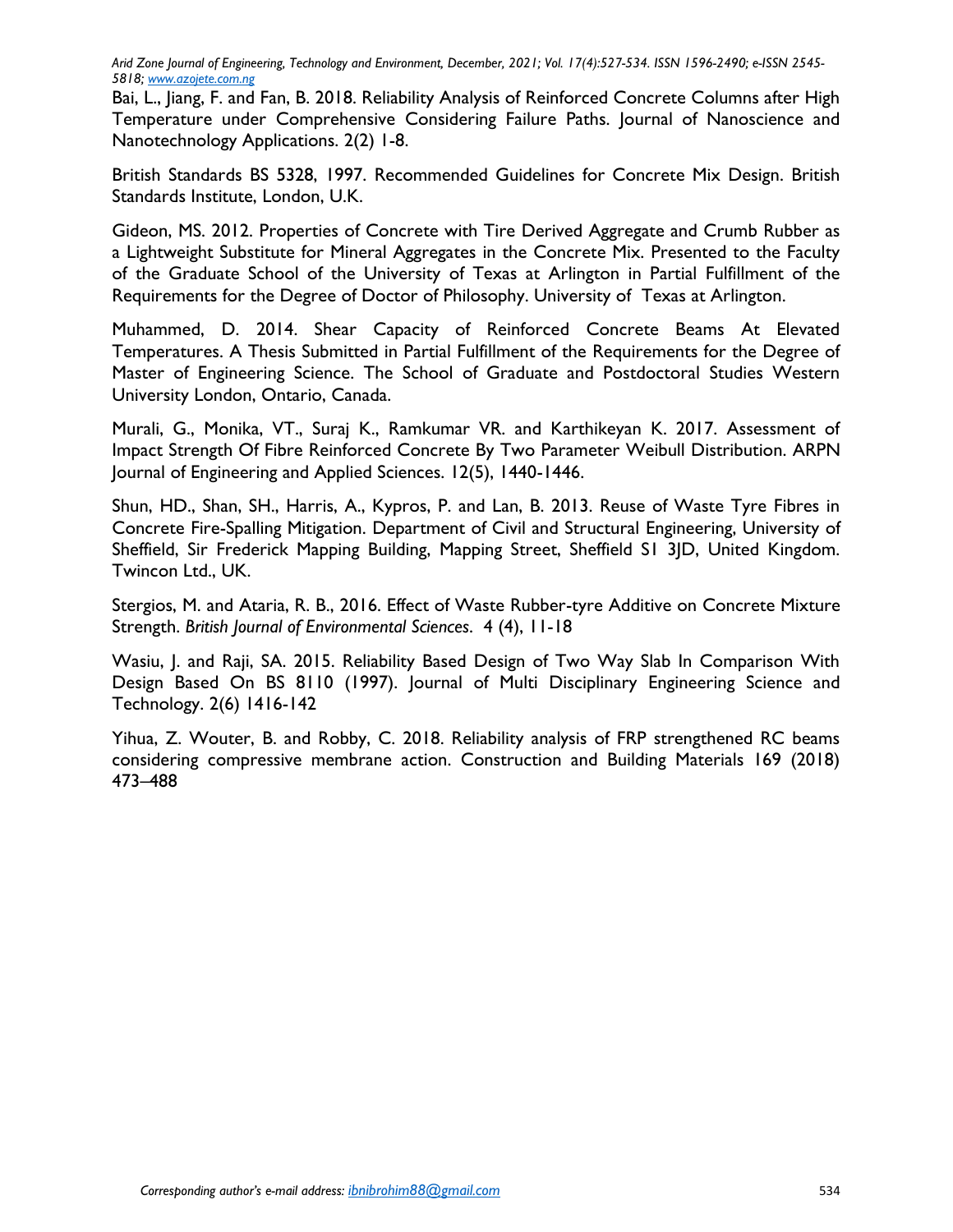Bai, L., Jiang, F. and Fan, B. 2018. Reliability Analysis of Reinforced Concrete Columns after High Temperature under Comprehensive Considering Failure Paths. Journal of Nanoscience and Nanotechnology Applications. 2(2) 1-8.

British Standards BS 5328, 1997. Recommended Guidelines for Concrete Mix Design. British Standards Institute, London, U.K.

Gideon, MS. 2012. Properties of Concrete with Tire Derived Aggregate and Crumb Rubber as a Lightweight Substitute for Mineral Aggregates in the Concrete Mix. Presented to the Faculty of the Graduate School of the University of Texas at Arlington in Partial Fulfillment of the Requirements for the Degree of Doctor of Philosophy. University of Texas at Arlington.

Muhammed, D. 2014. Shear Capacity of Reinforced Concrete Beams At Elevated Temperatures. A Thesis Submitted in Partial Fulfillment of the Requirements for the Degree of Master of Engineering Science. The School of Graduate and Postdoctoral Studies Western University London, Ontario, Canada.

Murali, G., Monika, VT., Suraj K., Ramkumar VR. and Karthikeyan K. 2017. Assessment of Impact Strength Of Fibre Reinforced Concrete By Two Parameter Weibull Distribution. ARPN Journal of Engineering and Applied Sciences. 12(5), 1440-1446.

Shun, HD., Shan, SH., Harris, A., Kypros, P. and Lan, B. 2013. Reuse of Waste Tyre Fibres in Concrete Fire-Spalling Mitigation. Department of Civil and Structural Engineering, University of Sheffield, Sir Frederick Mapping Building, Mapping Street, Sheffield S1 3JD, United Kingdom. Twincon Ltd., UK.

Stergios, M. and Ataria, R. B., 2016. Effect of Waste Rubber-tyre Additive on Concrete Mixture Strength. *British Journal of Environmental Sciences*. 4 (4), 11-18

Wasiu, J. and Raji, SA. 2015. Reliability Based Design of Two Way Slab In Comparison With Design Based On BS 8110 (1997). Journal of Multi Disciplinary Engineering Science and Technology. 2(6) 1416-142

Yihua, Z. Wouter, B. and Robby, C. 2018. Reliability analysis of FRP strengthened RC beams considering compressive membrane action. Construction and Building Materials 169 (2018) 473–488